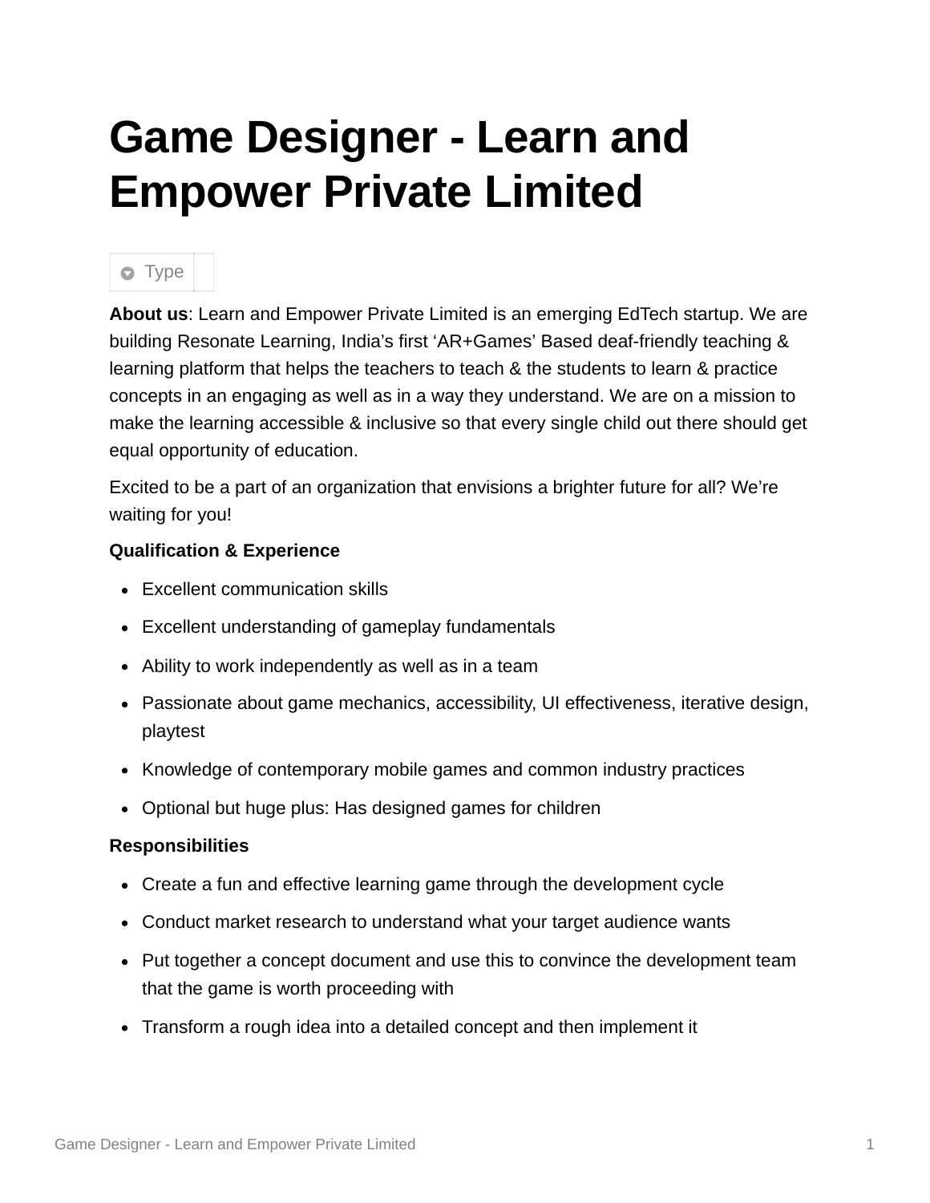# Game Designer - Learn and Empower Private Limited

Type

**About us**: Learn and Empower Private Limited is an emerging EdTech startup. We are building Resonate Learning, India's first 'AR+Games' Based deaf-friendly teaching & learning platform that helps the teachers to teach & the students to learn & practice concepts in an engaging as well as in a way they understand. We are on a mission to make the learning accessible & inclusive so that every single child out there should get equal opportunity of education.

Excited to be a part of an organization that envisions a brighter future for all? We're waiting for you!

**Qualification & Experience**

- Excellent communication skills
- Excellent understanding of gameplay fundamentals
- Ability to work independently as well as in a team
- Passionate about game mechanics, accessibility, UI effectiveness, iterative design, playtest
- Knowledge of contemporary mobile games and common industry practices
- Optional but huge plus: Has designed games for children

**Responsibilities**

- Create a fun and effective learning game through the development cycle
- Conduct market research to understand what your target audience wants
- Put together a concept document and use this to convince the development team that the game is worth proceeding with
- Transform a rough idea into a detailed concept and then implement it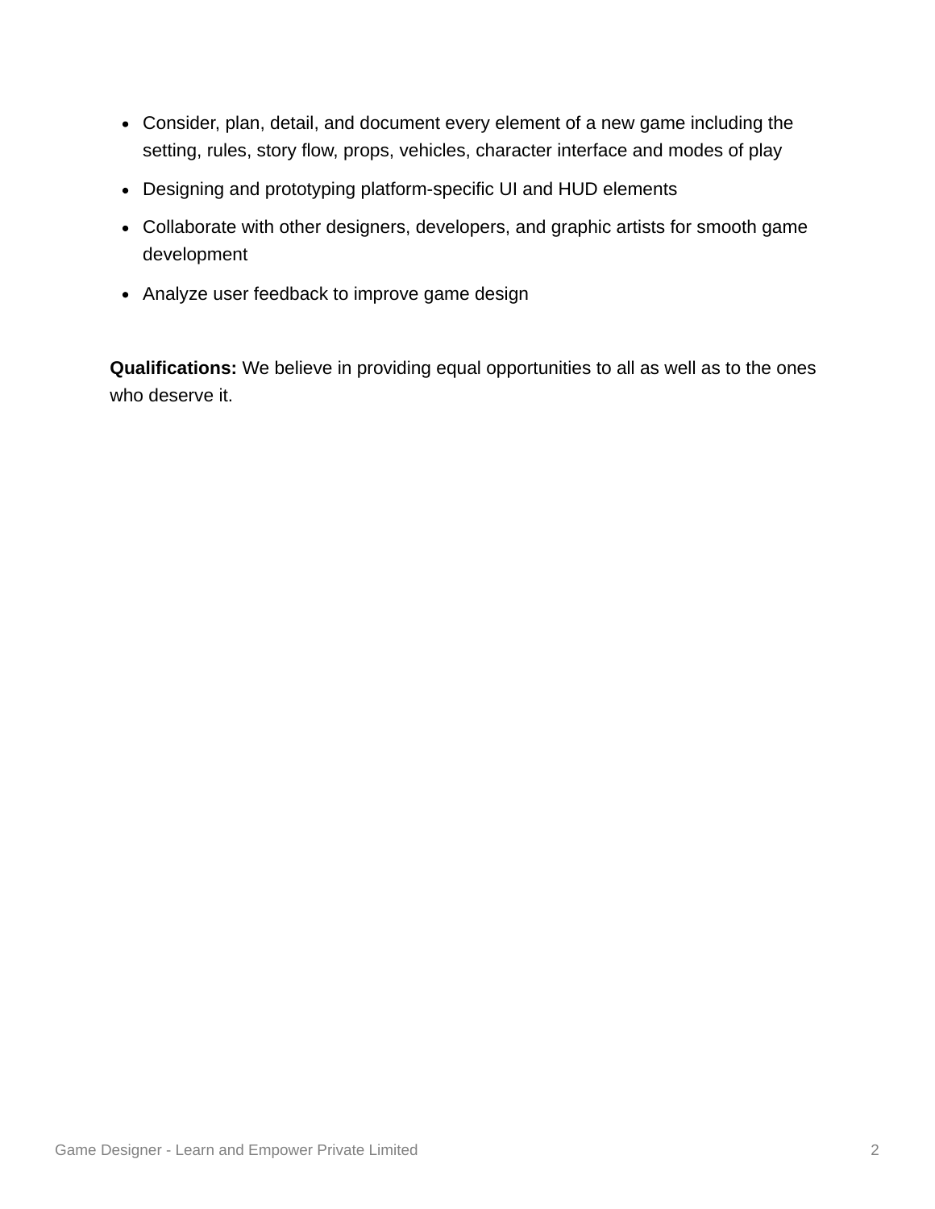- Consider, plan, detail, and document every element of a new game including the setting, rules, story flow, props, vehicles, character interface and modes of play
- Designing and prototyping platform-specific UI and HUD elements
- Collaborate with other designers, developers, and graphic artists for smooth game development
- Analyze user feedback to improve game design

**Qualifications:** We believe in providing equal opportunities to all as well as to the ones who deserve it.